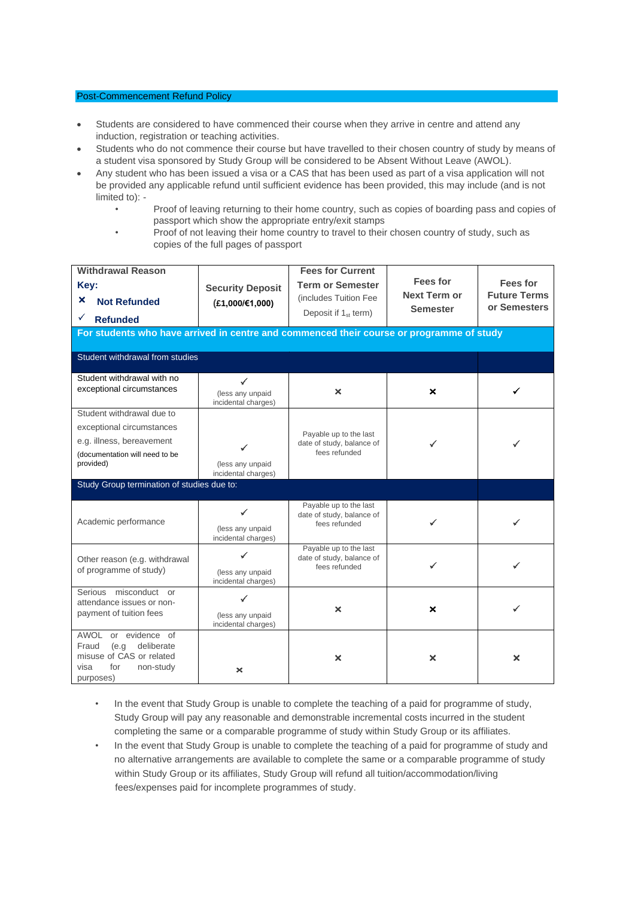## Post-Commencement Refund Policy

- Students are considered to have commenced their course when they arrive in centre and attend any induction, registration or teaching activities.
- Students who do not commence their course but have travelled to their chosen country of study by means of a student visa sponsored by Study Group will be considered to be Absent Without Leave (AWOL).
- Any student who has been issued a visa or a CAS that has been used as part of a visa application will not be provided any applicable refund until sufficient evidence has been provided, this may include (and is not limited to): -
  - Proof of leaving returning to their home country, such as copies of boarding pass and copies of passport which show the appropriate entry/exit stamps
  - Proof of not leaving their home country to travel to their chosen country of study, such as copies of the full pages of passport

| **Withdrawal Reason**<br>**Key:**<br>✗ **Not Refunded**<br>✓ **Refunded** | **Security Deposit (£1,000/€1,000)** | **Fees for Current Term or Semester** (includes Tuition Fee Deposit if 1st term) | **Fees for Next Term or Semester** | **Fees for Future Terms or Semesters** |
|---|---|---|---|---|
| **For students who have arrived in centre and commenced their course or programme of study** | | | | |
| Student withdrawal from studies | | | | |
| Student withdrawal with no exceptional circumstances | ✓ (less any unpaid incidental charges) | ✗ | ✗ | ✓ |
| Student withdrawal due to exceptional circumstances e.g. illness, bereavement (documentation will need to be provided) | ✓ (less any unpaid incidental charges) | Payable up to the last date of study, balance of fees refunded | ✓ | ✓ |
| Study Group termination of studies due to: | | | | |
| Academic performance | ✓ (less any unpaid incidental charges) | Payable up to the last date of study, balance of fees refunded | ✓ | ✓ |
| Other reason (e.g. withdrawal of programme of study) | ✓ (less any unpaid incidental charges) | Payable up to the last date of study, balance of fees refunded | ✓ | ✓ |
| Serious misconduct or attendance issues or non-payment of tuition fees | ✓ (less any unpaid incidental charges) | ✗ | ✗ | ✓ |
| AWOL or evidence of Fraud (e.g deliberate misuse of CAS or related visa for non-study purposes) | ✗ | ✗ | ✗ | ✗ |

- In the event that Study Group is unable to complete the teaching of a paid for programme of study, Study Group will pay any reasonable and demonstrable incremental costs incurred in the student completing the same or a comparable programme of study within Study Group or its affiliates.
- In the event that Study Group is unable to complete the teaching of a paid for programme of study and no alternative arrangements are available to complete the same or a comparable programme of study within Study Group or its affiliates, Study Group will refund all tuition/accommodation/living fees/expenses paid for incomplete programmes of study.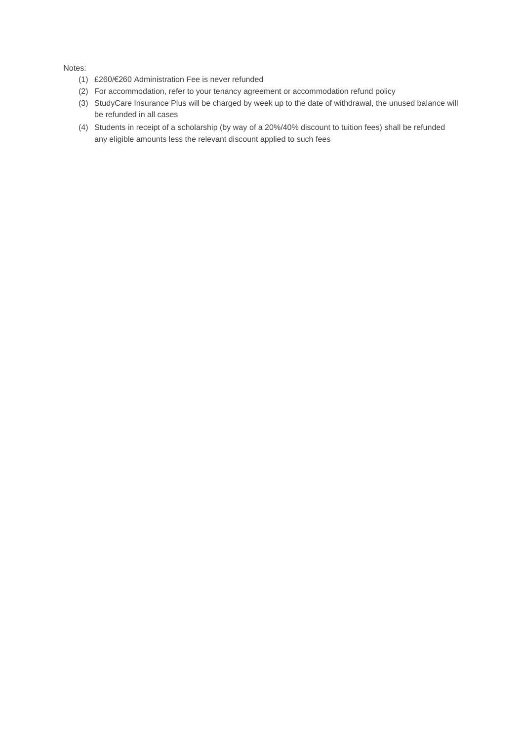Notes:

1. £260/€260 Administration Fee is never refunded
2. For accommodation, refer to your tenancy agreement or accommodation refund policy
3. StudyCare Insurance Plus will be charged by week up to the date of withdrawal, the unused balance will be refunded in all cases
4. Students in receipt of a scholarship (by way of a 20%/40% discount to tuition fees) shall be refunded any eligible amounts less the relevant discount applied to such fees